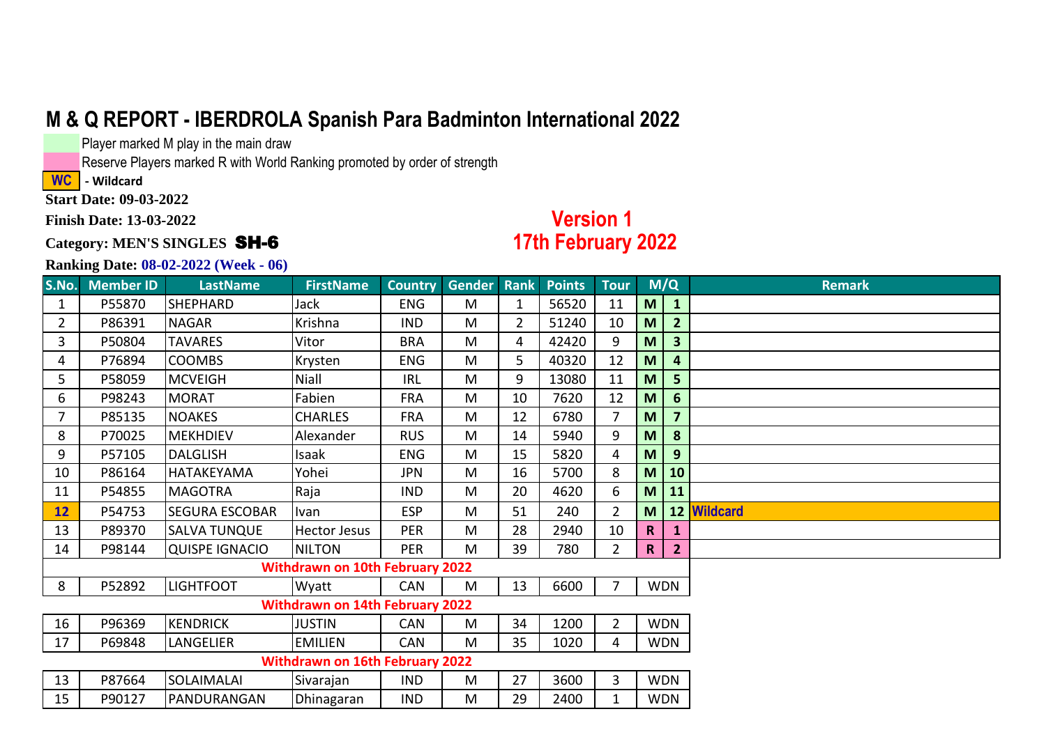# M & Q REPORT - IBERDROLA Spanish Para Badminton International 2022

Player marked M play in the main draw

Reserve Players marked R with World Ranking promoted by order of strength

**WC** - Wildcard

**Start Date: 09-03-2022**

**Finish Date: 13-03-2022**

**Category: MEN'S SINGLES SH-6**

**Ranking Date: 08-02-2022 (Week - 06)**

**Version 1**
**17th February 2022**

| S.No. | Member ID | LastName | FirstName | Country | Gender | Rank | Points | Tour | M/Q | | Remark |
|---|---|---|---|---|---|---|---|---|---|---|---|
| 1 | P55870 | SHEPHARD | Jack | ENG | M | 1 | 56520 | 11 | M | 1 | |
| 2 | P86391 | NAGAR | Krishna | IND | M | 2 | 51240 | 10 | M | 2 | |
| 3 | P50804 | TAVARES | Vitor | BRA | M | 4 | 42420 | 9 | M | 3 | |
| 4 | P76894 | COOMBS | Krysten | ENG | M | 5 | 40320 | 12 | M | 4 | |
| 5 | P58059 | MCVEIGH | Niall | IRL | M | 9 | 13080 | 11 | M | 5 | |
| 6 | P98243 | MORAT | Fabien | FRA | M | 10 | 7620 | 12 | M | 6 | |
| 7 | P85135 | NOAKES | CHARLES | FRA | M | 12 | 6780 | 7 | M | 7 | |
| 8 | P70025 | MEKHDIEV | Alexander | RUS | M | 14 | 5940 | 9 | M | 8 | |
| 9 | P57105 | DALGLISH | Isaak | ENG | M | 15 | 5820 | 4 | M | 9 | |
| 10 | P86164 | HATAKEYAMA | Yohei | JPN | M | 16 | 5700 | 8 | M | 10 | |
| 11 | P54855 | MAGOTRA | Raja | IND | M | 20 | 4620 | 6 | M | 11 | |
| 12 | P54753 | SEGURA ESCOBAR | Ivan | ESP | M | 51 | 240 | 2 | M | 12 | Wildcard |
| 13 | P89370 | SALVA TUNQUE | Hector Jesus | PER | M | 28 | 2940 | 10 | R | 1 | |
| 14 | P98144 | QUISPE IGNACIO | NILTON | PER | M | 39 | 780 | 2 | R | 2 | |
| **Withdrawn on 10th February 2022** | | | | | | | | | | | |
| 8 | P52892 | LIGHTFOOT | Wyatt | CAN | M | 13 | 6600 | 7 | WDN | | |
| **Withdrawn on 14th February 2022** | | | | | | | | | | | |
| 16 | P96369 | KENDRICK | JUSTIN | CAN | M | 34 | 1200 | 2 | WDN | | |
| 17 | P69848 | LANGELIER | EMILIEN | CAN | M | 35 | 1020 | 4 | WDN | | |
| **Withdrawn on 16th February 2022** | | | | | | | | | | | |
| 13 | P87664 | SOLAIMALAI | Sivarajan | IND | M | 27 | 3600 | 3 | WDN | | |
| 15 | P90127 | PANDURANGAN | Dhinagaran | IND | M | 29 | 2400 | 1 | WDN | | |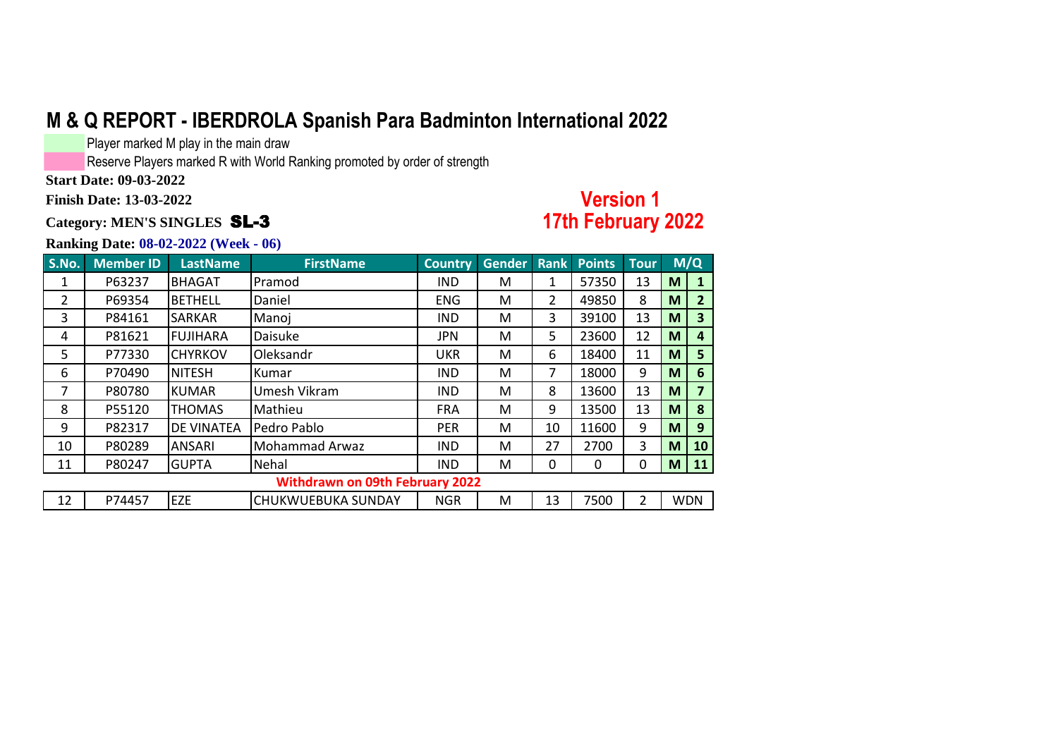# M & Q REPORT - IBERDROLA Spanish Para Badminton International 2022

Player marked M play in the main draw

Reserve Players marked R with World Ranking promoted by order of strength

**Start Date: 09-03-2022**

**Finish Date: 13-03-2022**

**Category: MEN'S SINGLES SL-3**

**Ranking Date: 08-02-2022 (Week - 06)**

**Version 1**
**17th February 2022**

| S.No. | Member ID | LastName | FirstName | Country | Gender | Rank | Points | Tour | M/Q | |
|---|---|---|---|---|---|---|---|---|---|---|
| 1 | P63237 | BHAGAT | Pramod | IND | M | 1 | 57350 | 13 | M | 1 |
| 2 | P69354 | BETHELL | Daniel | ENG | M | 2 | 49850 | 8 | M | 2 |
| 3 | P84161 | SARKAR | Manoj | IND | M | 3 | 39100 | 13 | M | 3 |
| 4 | P81621 | FUJIHARA | Daisuke | JPN | M | 5 | 23600 | 12 | M | 4 |
| 5 | P77330 | CHYRKOV | Oleksandr | UKR | M | 6 | 18400 | 11 | M | 5 |
| 6 | P70490 | NITESH | Kumar | IND | M | 7 | 18000 | 9 | M | 6 |
| 7 | P80780 | KUMAR | Umesh Vikram | IND | M | 8 | 13600 | 13 | M | 7 |
| 8 | P55120 | THOMAS | Mathieu | FRA | M | 9 | 13500 | 13 | M | 8 |
| 9 | P82317 | DE VINATEA | Pedro Pablo | PER | M | 10 | 11600 | 9 | M | 9 |
| 10 | P80289 | ANSARI | Mohammad Arwaz | IND | M | 27 | 2700 | 3 | M | 10 |
| 11 | P80247 | GUPTA | Nehal | IND | M | 0 | 0 | 0 | M | 11 |
| **Withdrawn on 09th February 2022** | | | | | | | | | | |
| 12 | P74457 | EZE | CHUKWUEBUKA SUNDAY | NGR | M | 13 | 7500 | 2 | WDN | |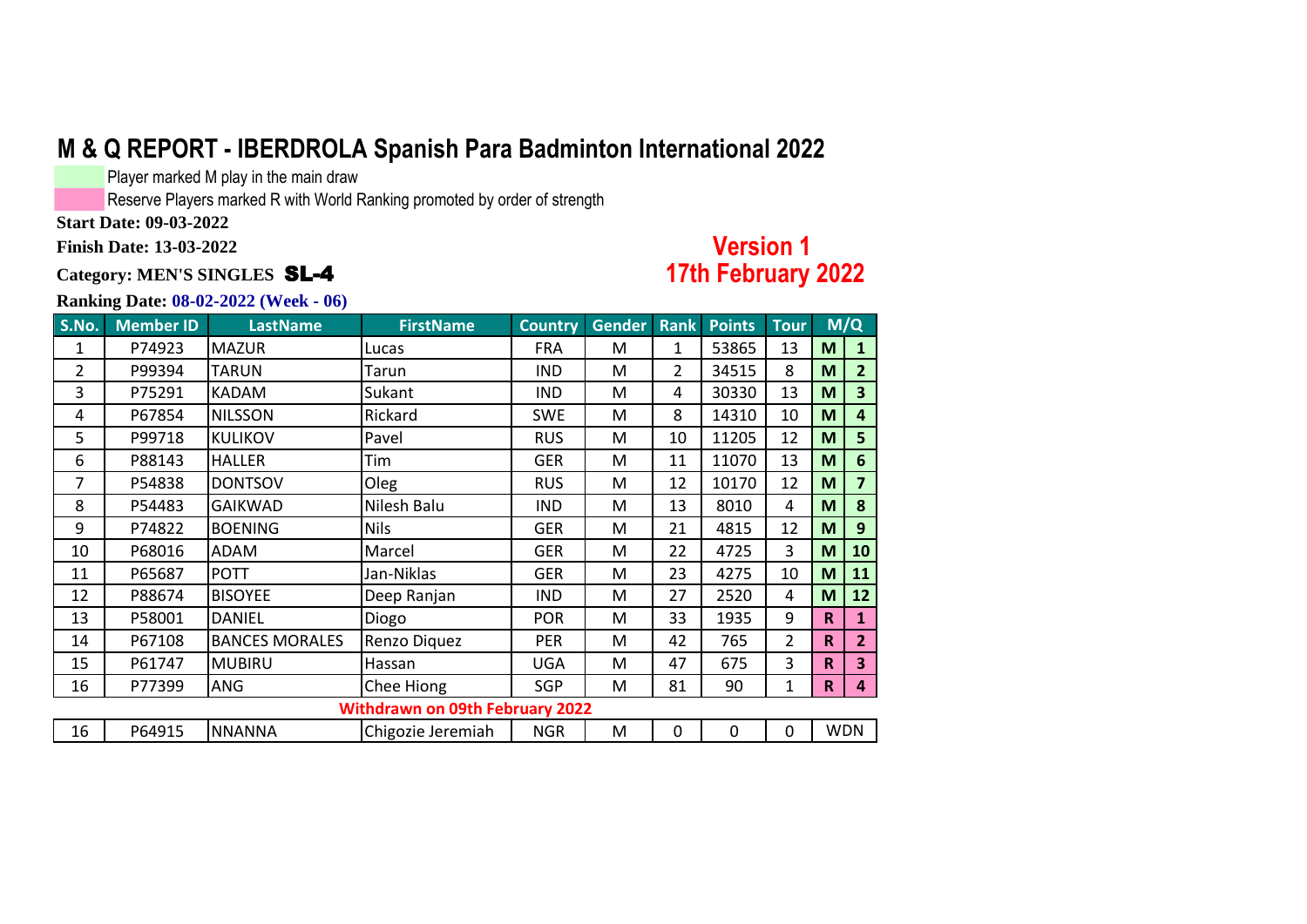# M & Q REPORT - IBERDROLA Spanish Para Badminton International 2022

Player marked M play in the main draw

Reserve Players marked R with World Ranking promoted by order of strength

**Start Date: 09-03-2022**

**Finish Date: 13-03-2022**

**Category: MEN'S SINGLES SL-4**

**Ranking Date: 08-02-2022 (Week - 06)**

**Version 1**
**17th February 2022**

| S.No. | Member ID | LastName | FirstName | Country | Gender | Rank | Points | Tour | M/Q | |
|---|---|---|---|---|---|---|---|---|---|---|
| 1 | P74923 | MAZUR | Lucas | FRA | M | 1 | 53865 | 13 | M | 1 |
| 2 | P99394 | TARUN | Tarun | IND | M | 2 | 34515 | 8 | M | 2 |
| 3 | P75291 | KADAM | Sukant | IND | M | 4 | 30330 | 13 | M | 3 |
| 4 | P67854 | NILSSON | Rickard | SWE | M | 8 | 14310 | 10 | M | 4 |
| 5 | P99718 | KULIKOV | Pavel | RUS | M | 10 | 11205 | 12 | M | 5 |
| 6 | P88143 | HALLER | Tim | GER | M | 11 | 11070 | 13 | M | 6 |
| 7 | P54838 | DONTSOV | Oleg | RUS | M | 12 | 10170 | 12 | M | 7 |
| 8 | P54483 | GAIKWAD | Nilesh Balu | IND | M | 13 | 8010 | 4 | M | 8 |
| 9 | P74822 | BOENING | Nils | GER | M | 21 | 4815 | 12 | M | 9 |
| 10 | P68016 | ADAM | Marcel | GER | M | 22 | 4725 | 3 | M | 10 |
| 11 | P65687 | POTT | Jan-Niklas | GER | M | 23 | 4275 | 10 | M | 11 |
| 12 | P88674 | BISOYEE | Deep Ranjan | IND | M | 27 | 2520 | 4 | M | 12 |
| 13 | P58001 | DANIEL | Diogo | POR | M | 33 | 1935 | 9 | R | 1 |
| 14 | P67108 | BANCES MORALES | Renzo Diquez | PER | M | 42 | 765 | 2 | R | 2 |
| 15 | P61747 | MUBIRU | Hassan | UGA | M | 47 | 675 | 3 | R | 3 |
| 16 | P77399 | ANG | Chee Hiong | SGP | M | 81 | 90 | 1 | R | 4 |
| **Withdrawn on 09th February 2022** | | | | | | | | | | |
| 16 | P64915 | NNANNA | Chigozie Jeremiah | NGR | M | 0 | 0 | 0 | WDN | |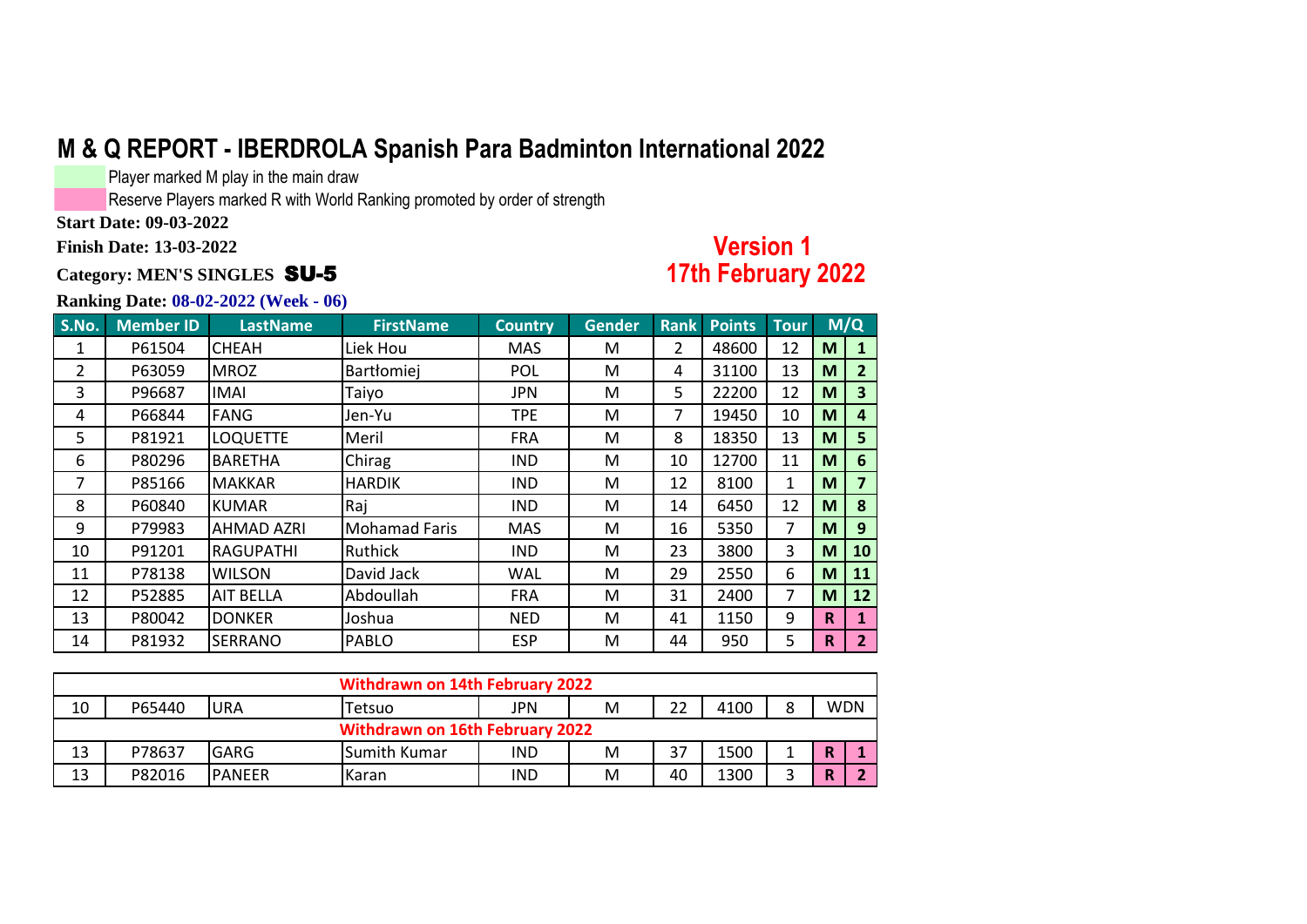# M & Q REPORT - IBERDROLA Spanish Para Badminton International 2022

Player marked M play in the main draw

Reserve Players marked R with World Ranking promoted by order of strength

**Start Date: 09-03-2022**

**Finish Date: 13-03-2022**

**Category: MEN'S SINGLES SU-5**

**Ranking Date: 08-02-2022 (Week - 06)**

**Version 1**
**17th February 2022**

| S.No. | Member ID | LastName | FirstName | Country | Gender | Rank | Points | Tour | M/Q | |
|---|---|---|---|---|---|---|---|---|---|---|
| 1 | P61504 | CHEAH | Liek Hou | MAS | M | 2 | 48600 | 12 | M | 1 |
| 2 | P63059 | MROZ | Bartłomiej | POL | M | 4 | 31100 | 13 | M | 2 |
| 3 | P96687 | IMAI | Taiyo | JPN | M | 5 | 22200 | 12 | M | 3 |
| 4 | P66844 | FANG | Jen-Yu | TPE | M | 7 | 19450 | 10 | M | 4 |
| 5 | P81921 | LOQUETTE | Meril | FRA | M | 8 | 18350 | 13 | M | 5 |
| 6 | P80296 | BARETHA | Chirag | IND | M | 10 | 12700 | 11 | M | 6 |
| 7 | P85166 | MAKKAR | HARDIK | IND | M | 12 | 8100 | 1 | M | 7 |
| 8 | P60840 | KUMAR | Raj | IND | M | 14 | 6450 | 12 | M | 8 |
| 9 | P79983 | AHMAD AZRI | Mohamad Faris | MAS | M | 16 | 5350 | 7 | M | 9 |
| 10 | P91201 | RAGUPATHI | Ruthick | IND | M | 23 | 3800 | 3 | M | 10 |
| 11 | P78138 | WILSON | David Jack | WAL | M | 29 | 2550 | 6 | M | 11 |
| 12 | P52885 | AIT BELLA | Abdoullah | FRA | M | 31 | 2400 | 7 | M | 12 |
| 13 | P80042 | DONKER | Joshua | NED | M | 41 | 1150 | 9 | R | 1 |
| 14 | P81932 | SERRANO | PABLO | ESP | M | 44 | 950 | 5 | R | 2 |

| Withdrawn on 14th February 2022 | | | | | | | | | | |
|---|---|---|---|---|---|---|---|---|---|---|
| 10 | P65440 | URA | Tetsuo | JPN | M | 22 | 4100 | 8 | WDN | |
| **Withdrawn on 16th February 2022** | | | | | | | | | | |
| 13 | P78637 | GARG | Sumith Kumar | IND | M | 37 | 1500 | 1 | R | 1 |
| 13 | P82016 | PANEER | Karan | IND | M | 40 | 1300 | 3 | R | 2 |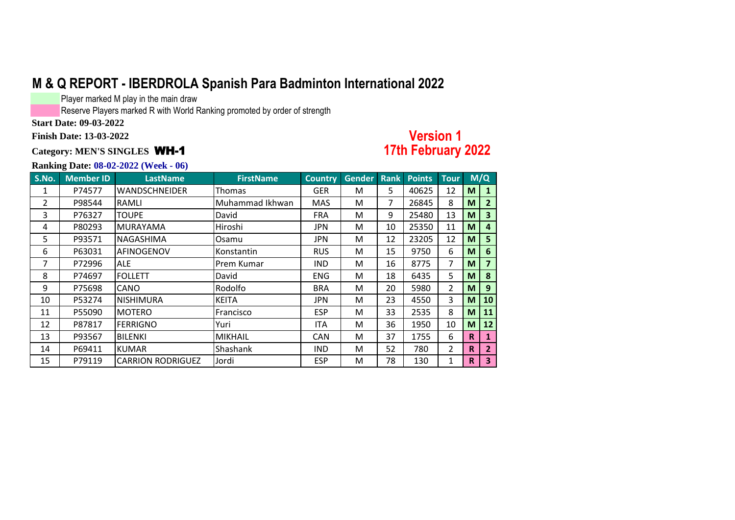# M & Q REPORT - IBERDROLA Spanish Para Badminton International 2022

Player marked M play in the main draw

Reserve Players marked R with World Ranking promoted by order of strength

**Start Date: 09-03-2022**

**Finish Date: 13-03-2022**

**Category: MEN'S SINGLES WH-1**

**Ranking Date: 08-02-2022 (Week - 06)**

**Version 1**
**17th February 2022**

| S.No. | Member ID | LastName | FirstName | Country | Gender | Rank | Points | Tour | M/Q | |
|---|---|---|---|---|---|---|---|---|---|---|
| 1 | P74577 | WANDSCHNEIDER | Thomas | GER | M | 5 | 40625 | 12 | M | 1 |
| 2 | P98544 | RAMLI | Muhammad Ikhwan | MAS | M | 7 | 26845 | 8 | M | 2 |
| 3 | P76327 | TOUPE | David | FRA | M | 9 | 25480 | 13 | M | 3 |
| 4 | P80293 | MURAYAMA | Hiroshi | JPN | M | 10 | 25350 | 11 | M | 4 |
| 5 | P93571 | NAGASHIMA | Osamu | JPN | M | 12 | 23205 | 12 | M | 5 |
| 6 | P63031 | AFINOGENOV | Konstantin | RUS | M | 15 | 9750 | 6 | M | 6 |
| 7 | P72996 | ALE | Prem Kumar | IND | M | 16 | 8775 | 7 | M | 7 |
| 8 | P74697 | FOLLETT | David | ENG | M | 18 | 6435 | 5 | M | 8 |
| 9 | P75698 | CANO | Rodolfo | BRA | M | 20 | 5980 | 2 | M | 9 |
| 10 | P53274 | NISHIMURA | KEITA | JPN | M | 23 | 4550 | 3 | M | 10 |
| 11 | P55090 | MOTERO | Francisco | ESP | M | 33 | 2535 | 8 | M | 11 |
| 12 | P87817 | FERRIGNO | Yuri | ITA | M | 36 | 1950 | 10 | M | 12 |
| 13 | P93567 | BILENKI | MIKHAIL | CAN | M | 37 | 1755 | 6 | R | 1 |
| 14 | P69411 | KUMAR | Shashank | IND | M | 52 | 780 | 2 | R | 2 |
| 15 | P79119 | CARRION RODRIGUEZ | Jordi | ESP | M | 78 | 130 | 1 | R | 3 |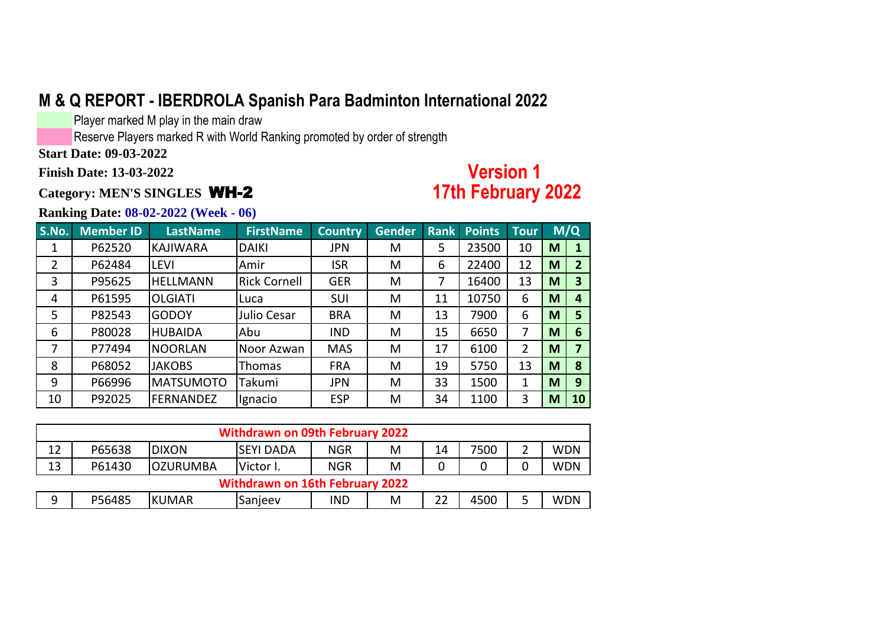# M & Q REPORT - IBERDROLA Spanish Para Badminton International 2022

Player marked M play in the main draw

Reserve Players marked R with World Ranking promoted by order of strength

**Start Date: 09-03-2022**

**Finish Date: 13-03-2022**

**Category: MEN'S SINGLES WH-2**

**Ranking Date: 08-02-2022 (Week - 06)**

**Version 1**
**17th February 2022**

| S.No. | Member ID | LastName | FirstName | Country | Gender | Rank | Points | Tour | M/Q | |
|---|---|---|---|---|---|---|---|---|---|---|
| 1 | P62520 | KAJIWARA | DAIKI | JPN | M | 5 | 23500 | 10 | M | 1 |
| 2 | P62484 | LEVI | Amir | ISR | M | 6 | 22400 | 12 | M | 2 |
| 3 | P95625 | HELLMANN | Rick Cornell | GER | M | 7 | 16400 | 13 | M | 3 |
| 4 | P61595 | OLGIATI | Luca | SUI | M | 11 | 10750 | 6 | M | 4 |
| 5 | P82543 | GODOY | Julio Cesar | BRA | M | 13 | 7900 | 6 | M | 5 |
| 6 | P80028 | HUBAIDA | Abu | IND | M | 15 | 6650 | 7 | M | 6 |
| 7 | P77494 | NOORLAN | Noor Azwan | MAS | M | 17 | 6100 | 2 | M | 7 |
| 8 | P68052 | JAKOBS | Thomas | FRA | M | 19 | 5750 | 13 | M | 8 |
| 9 | P66996 | MATSUMOTO | Takumi | JPN | M | 33 | 1500 | 1 | M | 9 |
| 10 | P92025 | FERNANDEZ | Ignacio | ESP | M | 34 | 1100 | 3 | M | 10 |

| Withdrawn on 09th February 2022 | | | | | | | | | |
|---|---|---|---|---|---|---|---|---|---|
| 12 | P65638 | DIXON | SEYI DADA | NGR | M | 14 | 7500 | 2 | WDN |
| 13 | P61430 | OZURUMBA | Victor I. | NGR | M | 0 | 0 | 0 | WDN |
| **Withdrawn on 16th February 2022** | | | | | | | | | |
| 9 | P56485 | KUMAR | Sanjeev | IND | M | 22 | 4500 | 5 | WDN |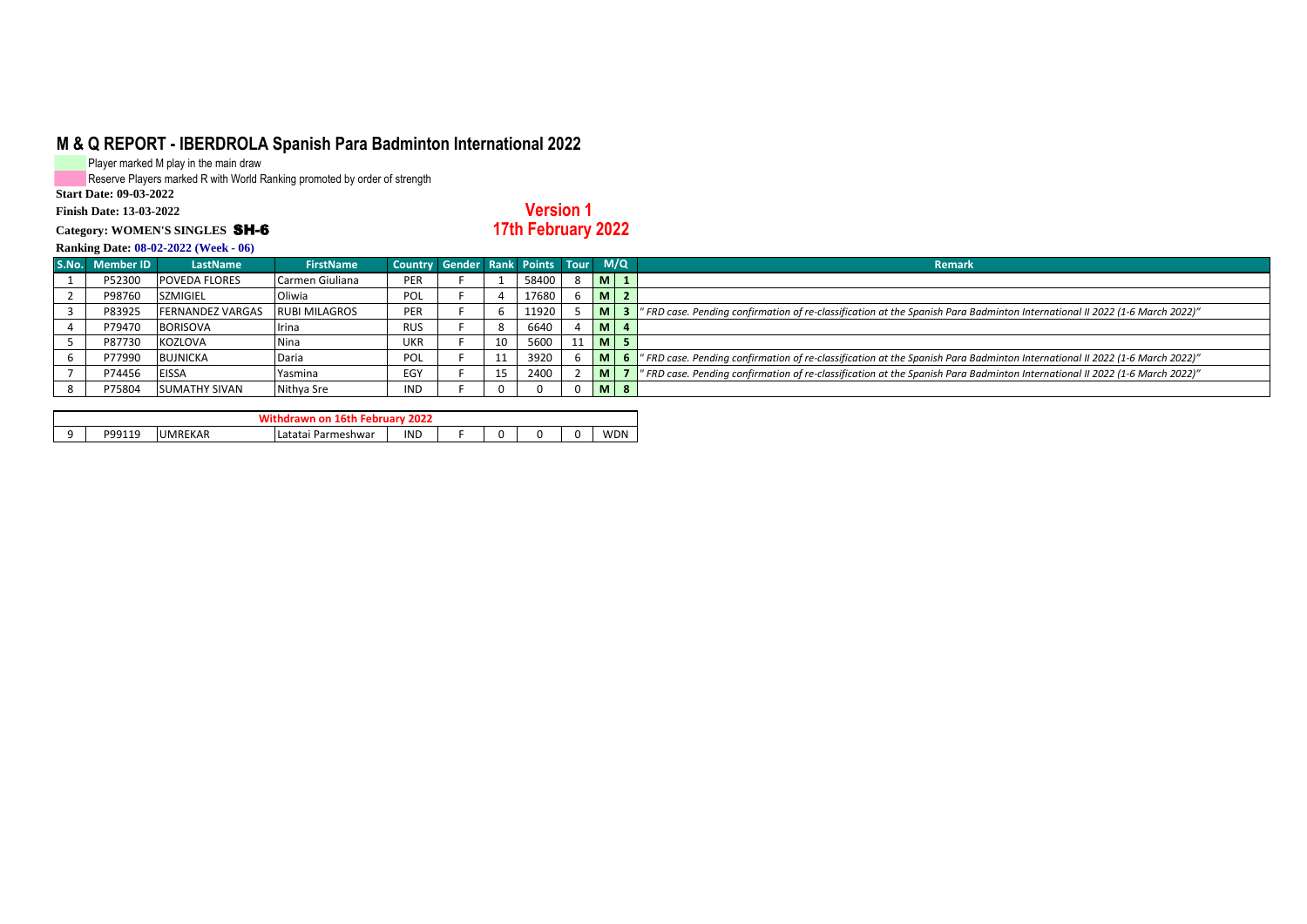# M & Q REPORT - IBERDROLA Spanish Para Badminton International 2022

Player marked M play in the main draw

Reserve Players marked R with World Ranking promoted by order of strength

**Start Date: 09-03-2022**

**Finish Date: 13-03-2022**

**Category: WOMEN'S SINGLES SH-6**

**Ranking Date: 08-02-2022 (Week - 06)**

**Version 1**
**17th February 2022**

| S.No. | Member ID | LastName | FirstName | Country | Gender | Rank | Points | Tour | M/Q | | Remark |
|---|---|---|---|---|---|---|---|---|---|---|---|
| 1 | P52300 | POVEDA FLORES | Carmen Giuliana | PER | F | 1 | 58400 | 8 | M | 1 | |
| 2 | P98760 | SZMIGIEL | Oliwia | POL | F | 4 | 17680 | 6 | M | 2 | |
| 3 | P83925 | FERNANDEZ VARGAS | RUBI MILAGROS | PER | F | 6 | 11920 | 5 | M | 3 | *" FRD case. Pending confirmation of re-classification at the Spanish Para Badminton International II 2022 (1-6 March 2022)"* |
| 4 | P79470 | BORISOVA | Irina | RUS | F | 8 | 6640 | 4 | M | 4 | |
| 5 | P87730 | KOZLOVA | Nina | UKR | F | 10 | 5600 | 11 | M | 5 | |
| 6 | P77990 | BUJNICKA | Daria | POL | F | 11 | 3920 | 6 | M | 6 | *" FRD case. Pending confirmation of re-classification at the Spanish Para Badminton International II 2022 (1-6 March 2022)"* |
| 7 | P74456 | EISSA | Yasmina | EGY | F | 15 | 2400 | 2 | M | 7 | *" FRD case. Pending confirmation of re-classification at the Spanish Para Badminton International II 2022 (1-6 March 2022)"* |
| 8 | P75804 | SUMATHY SIVAN | Nithya Sre | IND | F | 0 | 0 | 0 | M | 8 | |

| Withdrawn on 16th February 2022 | | | | | | | | | |
|---|---|---|---|---|---|---|---|---|---|
| 9 | P99119 | UMREKAR | Latatai Parmeshwar | IND | F | 0 | 0 | 0 | WDN |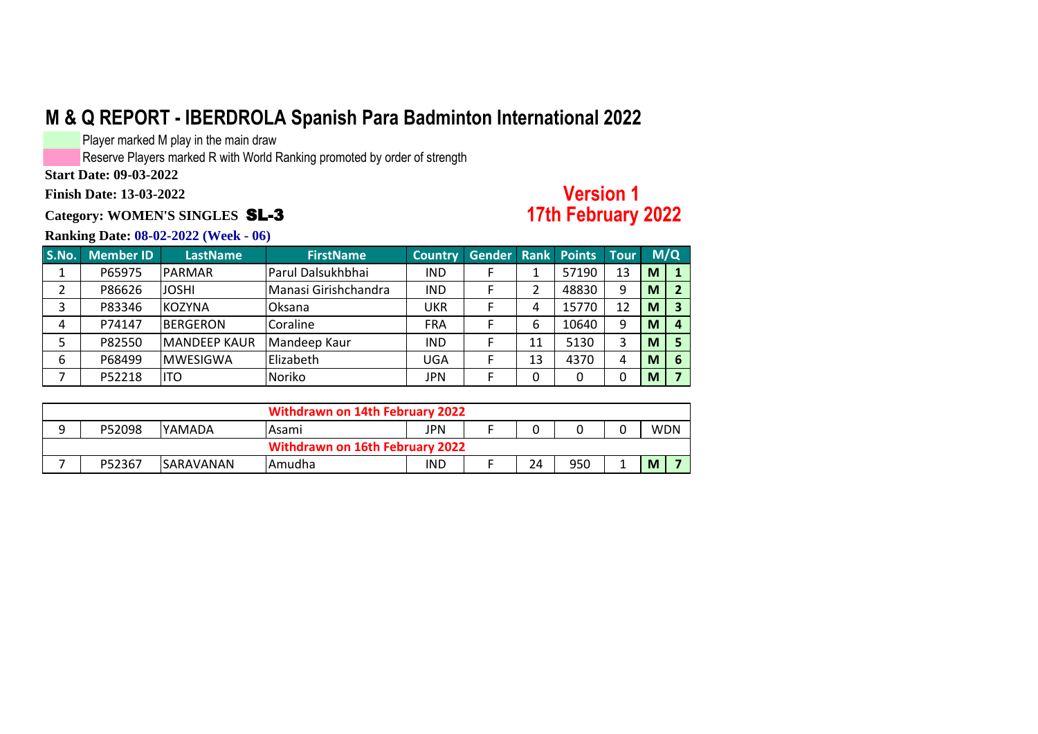# M & Q REPORT - IBERDROLA Spanish Para Badminton International 2022

Player marked M play in the main draw

Reserve Players marked R with World Ranking promoted by order of strength

**Start Date: 09-03-2022**

**Finish Date: 13-03-2022**

**Category: WOMEN'S SINGLES SL-3**

**Ranking Date: 08-02-2022 (Week - 06)**

**Version 1**
**17th February 2022**

| S.No. | Member ID | LastName | FirstName | Country | Gender | Rank | Points | Tour | M/Q | |
|---|---|---|---|---|---|---|---|---|---|---|
| 1 | P65975 | PARMAR | Parul Dalsukhbhai | IND | F | 1 | 57190 | 13 | M | 1 |
| 2 | P86626 | JOSHI | Manasi Girishchandra | IND | F | 2 | 48830 | 9 | M | 2 |
| 3 | P83346 | KOZYNA | Oksana | UKR | F | 4 | 15770 | 12 | M | 3 |
| 4 | P74147 | BERGERON | Coraline | FRA | F | 6 | 10640 | 9 | M | 4 |
| 5 | P82550 | MANDEEP KAUR | Mandeep Kaur | IND | F | 11 | 5130 | 3 | M | 5 |
| 6 | P68499 | MWESIGWA | Elizabeth | UGA | F | 13 | 4370 | 4 | M | 6 |
| 7 | P52218 | ITO | Noriko | JPN | F | 0 | 0 | 0 | M | 7 |

| | | | Withdrawn on 14th February 2022 | | | | | | | |
|---|---|---|---|---|---|---|---|---|---|---|
| 9 | P52098 | YAMADA | Asami | JPN | F | 0 | 0 | 0 | WDN | |
| | | | **Withdrawn on 16th February 2022** | | | | | | | |
| 7 | P52367 | SARAVANAN | Amudha | IND | F | 24 | 950 | 1 | M | 7 |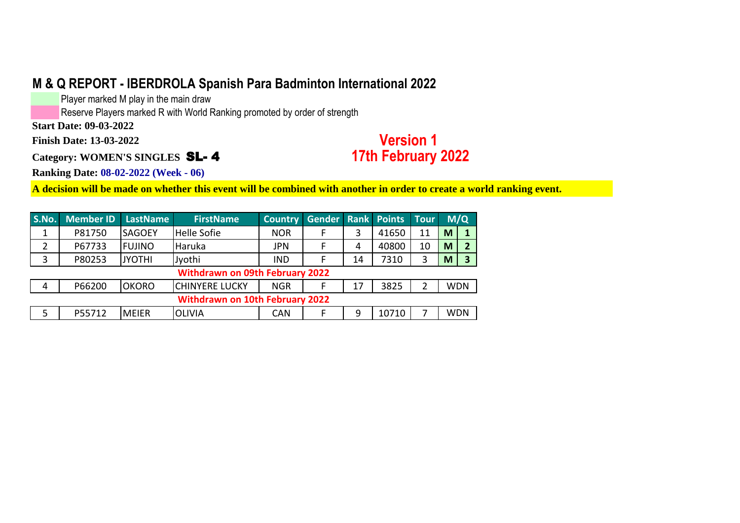# M & Q REPORT - IBERDROLA Spanish Para Badminton International 2022

Player marked M play in the main draw

Reserve Players marked R with World Ranking promoted by order of strength

**Start Date: 09-03-2022**

**Finish Date: 13-03-2022**

**Category: WOMEN'S SINGLES SL- 4**

**Ranking Date: 08-02-2022 (Week - 06)**

**Version 1**
**17th February 2022**

**A decision will be made on whether this event will be combined with another in order to create a world ranking event.**

| S.No. | Member ID | LastName | FirstName | Country | Gender | Rank | Points | Tour | M/Q | |
|---|---|---|---|---|---|---|---|---|---|---|
| 1 | P81750 | SAGOEY | Helle Sofie | NOR | F | 3 | 41650 | 11 | M | 1 |
| 2 | P67733 | FUJINO | Haruka | JPN | F | 4 | 40800 | 10 | M | 2 |
| 3 | P80253 | JYOTHI | Jyothi | IND | F | 14 | 7310 | 3 | M | 3 |
| **Withdrawn on 09th February 2022** | | | | | | | | | | |
| 4 | P66200 | OKORO | CHINYERE LUCKY | NGR | F | 17 | 3825 | 2 | WDN | |
| **Withdrawn on 10th February 2022** | | | | | | | | | | |
| 5 | P55712 | MEIER | OLIVIA | CAN | F | 9 | 10710 | 7 | WDN | |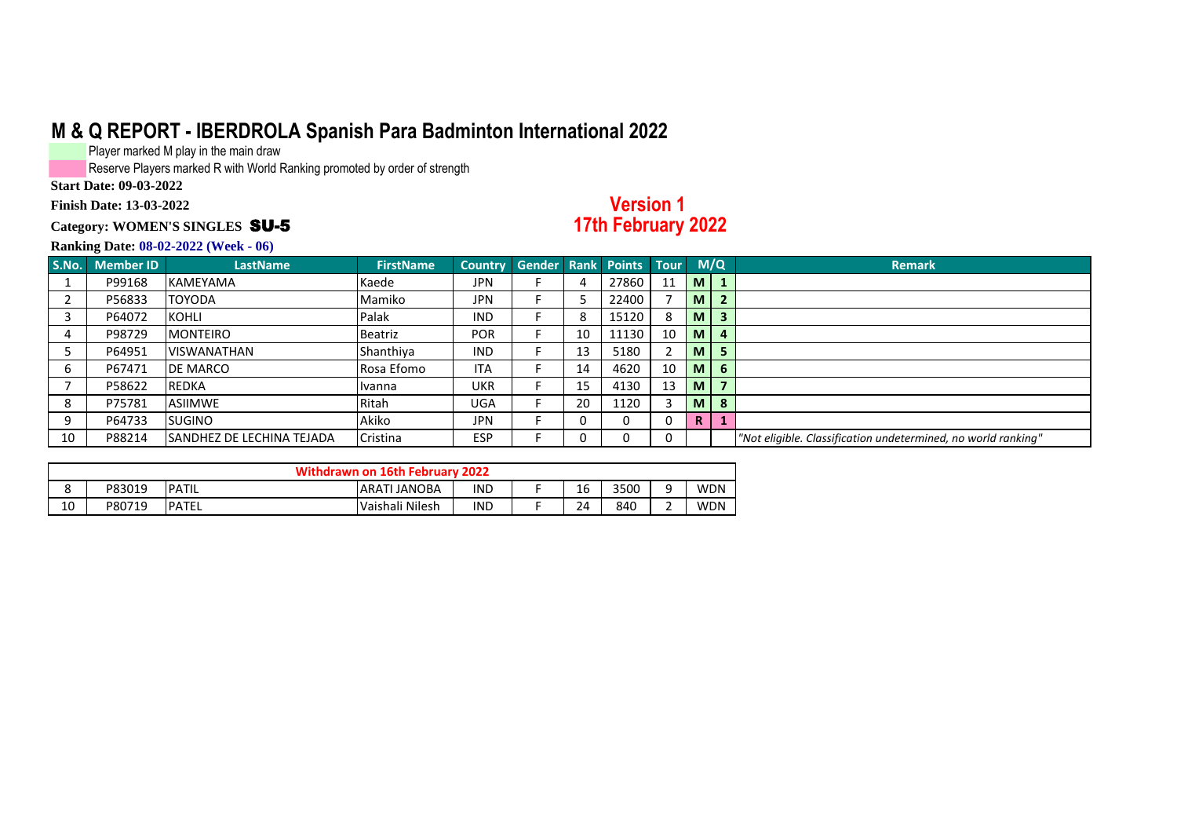# M & Q REPORT - IBERDROLA Spanish Para Badminton International 2022

Player marked M play in the main draw

Reserve Players marked R with World Ranking promoted by order of strength

**Start Date: 09-03-2022**

**Finish Date: 13-03-2022**

**Category: WOMEN'S SINGLES SU-5**

**Version 1**
**17th February 2022**

**Ranking Date: 08-02-2022 (Week - 06)**

| S.No. | Member ID | LastName | FirstName | Country | Gender | Rank | Points | Tour | M/Q | | Remark |
|---|---|---|---|---|---|---|---|---|---|---|---|
| 1 | P99168 | KAMEYAMA | Kaede | JPN | F | 4 | 27860 | 11 | M | 1 | |
| 2 | P56833 | TOYODA | Mamiko | JPN | F | 5 | 22400 | 7 | M | 2 | |
| 3 | P64072 | KOHLI | Palak | IND | F | 8 | 15120 | 8 | M | 3 | |
| 4 | P98729 | MONTEIRO | Beatriz | POR | F | 10 | 11130 | 10 | M | 4 | |
| 5 | P64951 | VISWANATHAN | Shanthiya | IND | F | 13 | 5180 | 2 | M | 5 | |
| 6 | P67471 | DE MARCO | Rosa Efomo | ITA | F | 14 | 4620 | 10 | M | 6 | |
| 7 | P58622 | REDKA | Ivanna | UKR | F | 15 | 4130 | 13 | M | 7 | |
| 8 | P75781 | ASIIMWE | Ritah | UGA | F | 20 | 1120 | 3 | M | 8 | |
| 9 | P64733 | SUGINO | Akiko | JPN | F | 0 | 0 | 0 | R | 1 | |
| 10 | P88214 | SANDHEZ DE LECHINA TEJADA | Cristina | ESP | F | 0 | 0 | 0 | | | *"Not eligible. Classification undetermined, no world ranking"* |

| Withdrawn on 16th February 2022 | | | | | | | | | |
|---|---|---|---|---|---|---|---|---|---|
| 8 | P83019 | PATIL | ARATI JANOBA | IND | F | 16 | 3500 | 9 | WDN |
| 10 | P80719 | PATEL | Vaishali Nilesh | IND | F | 24 | 840 | 2 | WDN |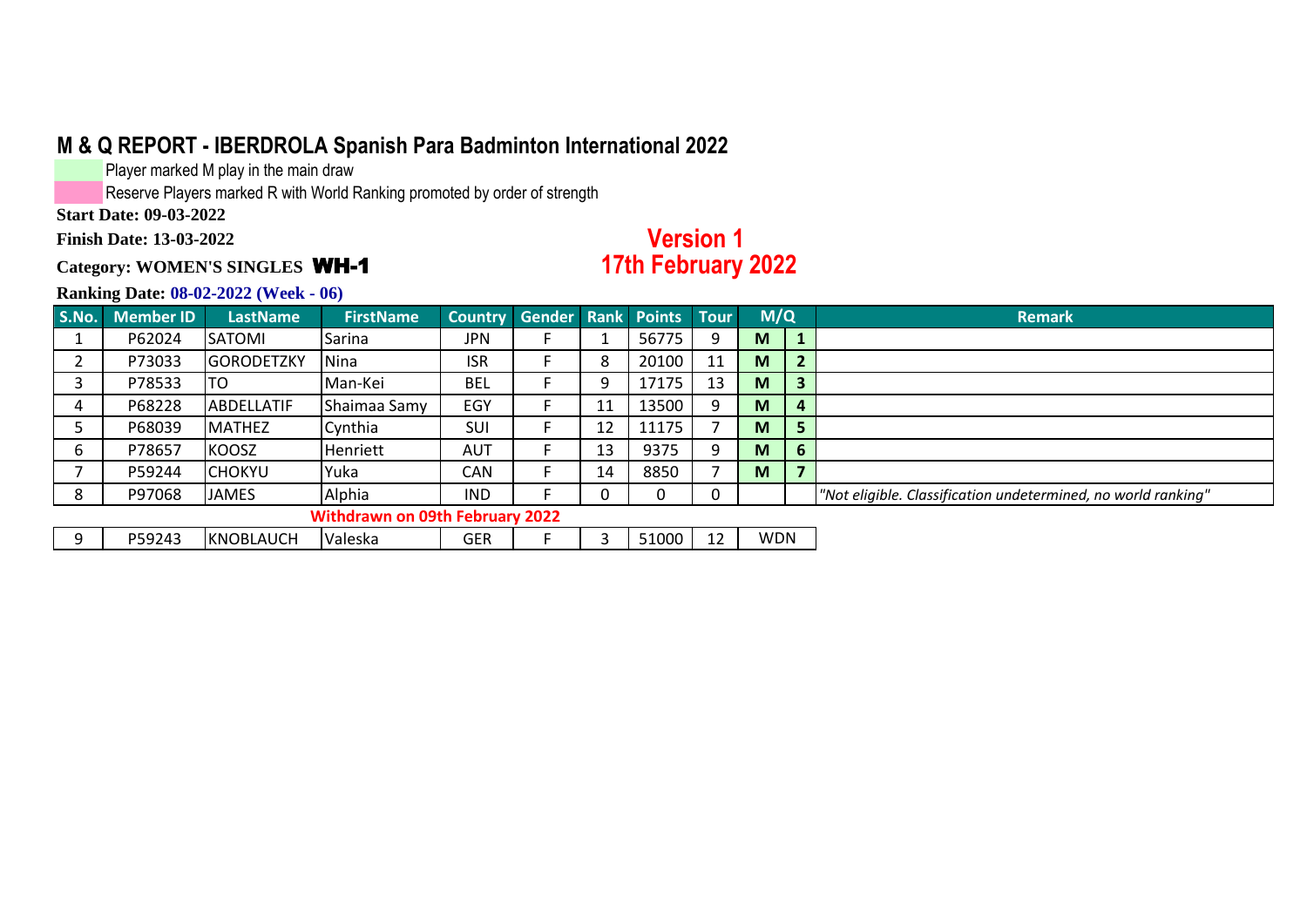# M & Q REPORT - IBERDROLA Spanish Para Badminton International 2022

Player marked M play in the main draw

Reserve Players marked R with World Ranking promoted by order of strength

**Start Date: 09-03-2022**

**Finish Date: 13-03-2022**

**Category: WOMEN'S SINGLES WH-1**

**Version 1**
**17th February 2022**

**Ranking Date: 08-02-2022 (Week - 06)**

| S.No. | Member ID | LastName | FirstName | Country | Gender | Rank | Points | Tour | M/Q | | Remark |
|---|---|---|---|---|---|---|---|---|---|---|---|
| 1 | P62024 | SATOMI | Sarina | JPN | F | 1 | 56775 | 9 | M | 1 | |
| 2 | P73033 | GORODETZKY | Nina | ISR | F | 8 | 20100 | 11 | M | 2 | |
| 3 | P78533 | TO | Man-Kei | BEL | F | 9 | 17175 | 13 | M | 3 | |
| 4 | P68228 | ABDELLATIF | Shaimaa Samy | EGY | F | 11 | 13500 | 9 | M | 4 | |
| 5 | P68039 | MATHEZ | Cynthia | SUI | F | 12 | 11175 | 7 | M | 5 | |
| 6 | P78657 | KOOSZ | Henriett | AUT | F | 13 | 9375 | 9 | M | 6 | |
| 7 | P59244 | CHOKYU | Yuka | CAN | F | 14 | 8850 | 7 | M | 7 | |
| 8 | P97068 | JAMES | Alphia | IND | F | 0 | 0 | 0 | | | *"Not eligible. Classification undetermined, no world ranking"* |
| | | | **Withdrawn on 09th February 2022** | | | | | | | | |
| 9 | P59243 | KNOBLAUCH | Valeska | GER | F | 3 | 51000 | 12 | WDN | | |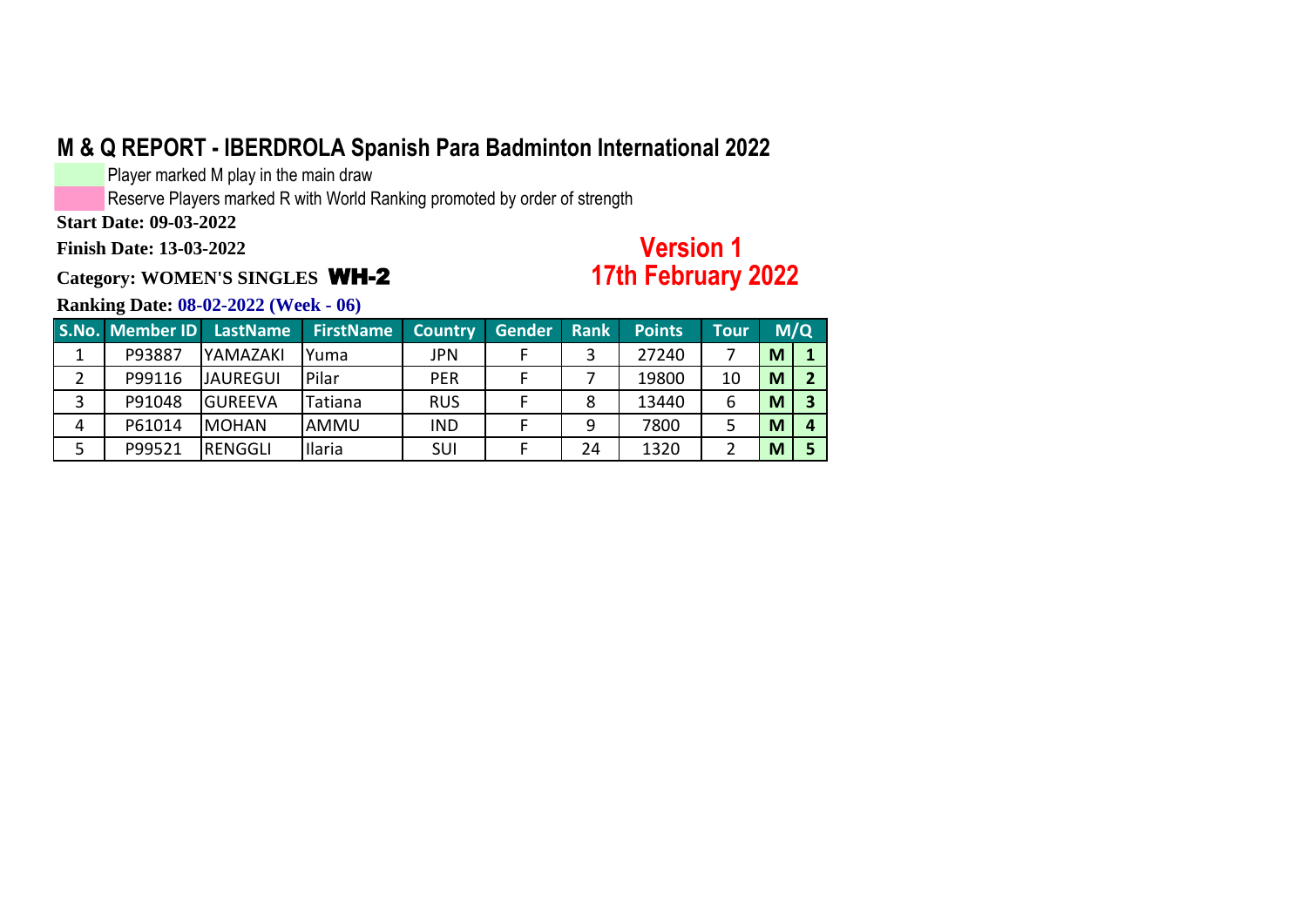# M & Q REPORT - IBERDROLA Spanish Para Badminton International 2022

Player marked M play in the main draw

Reserve Players marked R with World Ranking promoted by order of strength

**Start Date: 09-03-2022**

**Finish Date: 13-03-2022**

**Version 1**
**17th February 2022**

**Category: WOMEN'S SINGLES WH-2**

**Ranking Date: 08-02-2022 (Week - 06)**

| S.No. | Member ID | LastName | FirstName | Country | Gender | Rank | Points | Tour | M/Q | |
|---|---|---|---|---|---|---|---|---|---|---|
| 1 | P93887 | YAMAZAKI | Yuma | JPN | F | 3 | 27240 | 7 | M | 1 |
| 2 | P99116 | JAUREGUI | Pilar | PER | F | 7 | 19800 | 10 | M | 2 |
| 3 | P91048 | GUREEVA | Tatiana | RUS | F | 8 | 13440 | 6 | M | 3 |
| 4 | P61014 | MOHAN | AMMU | IND | F | 9 | 7800 | 5 | M | 4 |
| 5 | P99521 | RENGGLI | Ilaria | SUI | F | 24 | 1320 | 2 | M | 5 |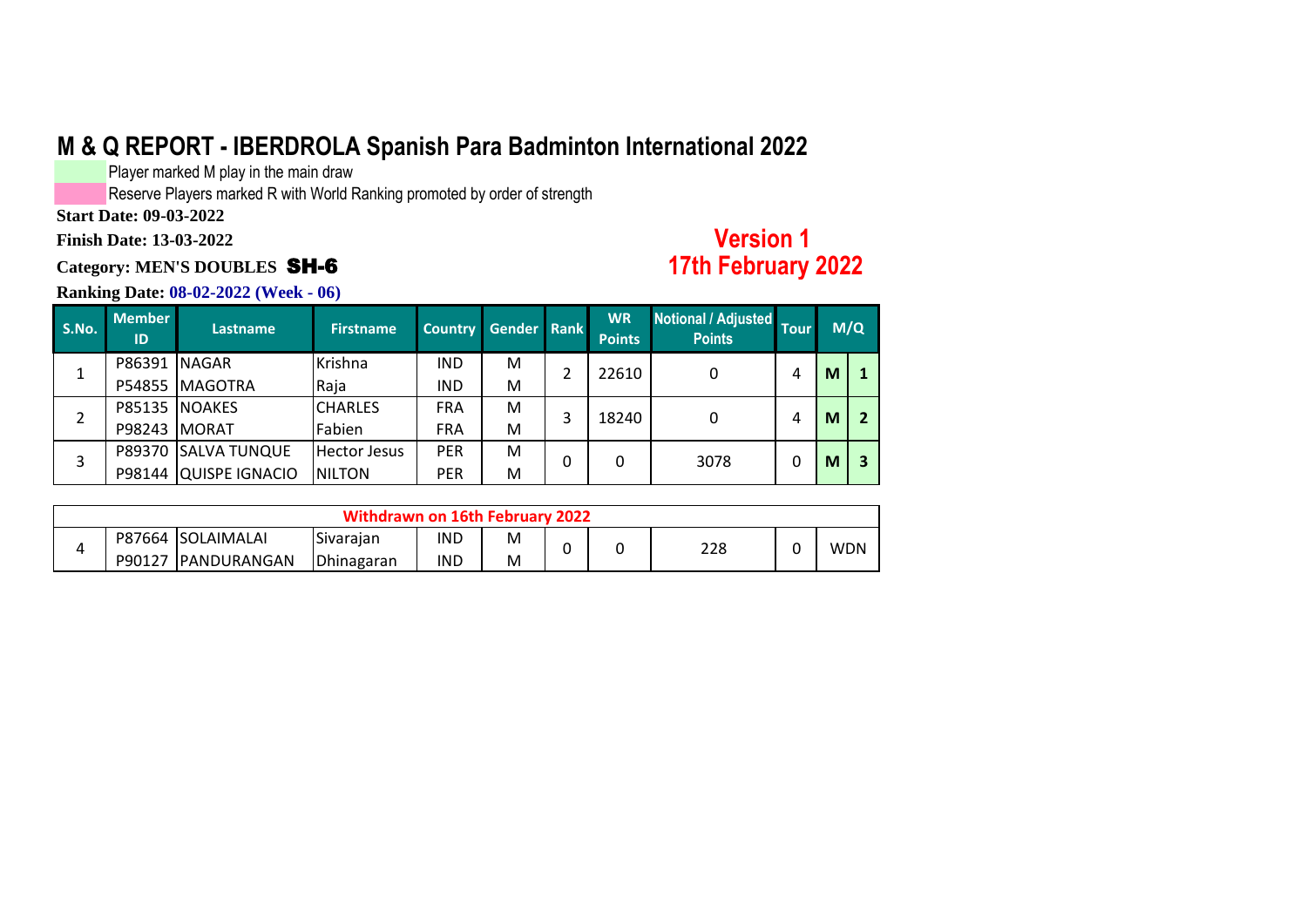# M & Q REPORT - IBERDROLA Spanish Para Badminton International 2022

Player marked M play in the main draw

Reserve Players marked R with World Ranking promoted by order of strength

**Start Date: 09-03-2022**

**Finish Date: 13-03-2022**

**Category: MEN'S DOUBLES SH-6**

**Ranking Date: 08-02-2022 (Week - 06)**

**Version 1**
**17th February 2022**

| S.No. | Member ID | Lastname | Firstname | Country | Gender | Rank | WR Points | Notional / Adjusted Points | Tour | M/Q | |
|---|---|---|---|---|---|---|---|---|---|---|---|
| 1 | P86391 | NAGAR | Krishna | IND | M | 2 | 22610 | 0 | 4 | M | 1 |
| | P54855 | MAGOTRA | Raja | IND | M | | | | | | |
| 2 | P85135 | NOAKES | CHARLES | FRA | M | 3 | 18240 | 0 | 4 | M | 2 |
| | P98243 | MORAT | Fabien | FRA | M | | | | | | |
| 3 | P89370 | SALVA TUNQUE | Hector Jesus | PER | M | 0 | 0 | 3078 | 0 | M | 3 |
| | P98144 | QUISPE IGNACIO | NILTON | PER | M | | | | | | |

| Withdrawn on 16th February 2022 | | | | | | | | | | |
|---|---|---|---|---|---|---|---|---|---|---|
| 4 | P87664 | SOLAIMALAI | Sivarajan | IND | M | 0 | 0 | 228 | 0 | WDN |
| | P90127 | PANDURANGAN | Dhinagaran | IND | M | | | | | |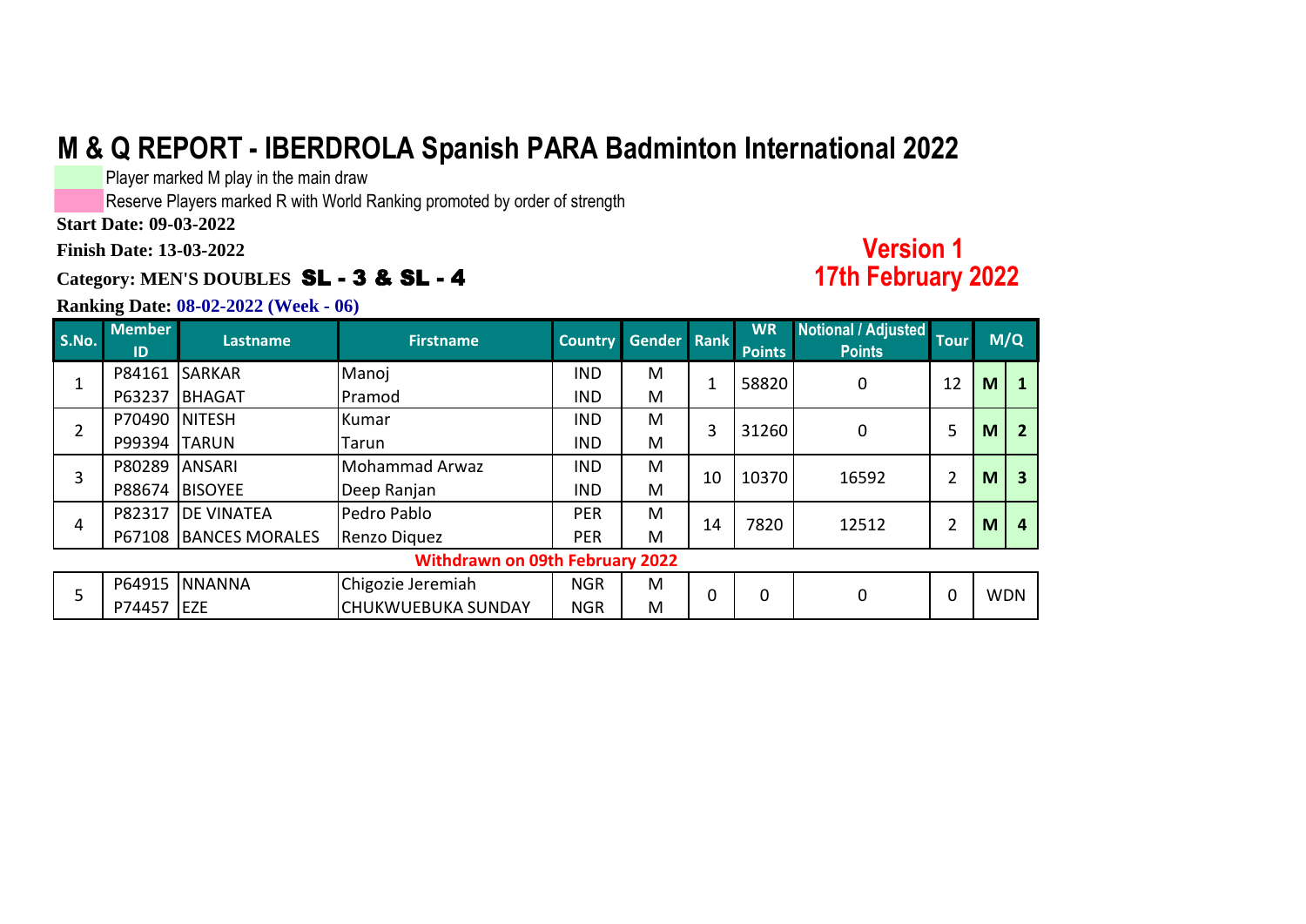# M & Q REPORT - IBERDROLA Spanish PARA Badminton International 2022

Player marked M play in the main draw

Reserve Players marked R with World Ranking promoted by order of strength

**Start Date: 09-03-2022**

**Finish Date: 13-03-2022**

**Category: MEN'S DOUBLES SL - 3 & SL - 4**

**Ranking Date: 08-02-2022 (Week - 06)**

**Version 1**
**17th February 2022**

| S.No. | Member ID | Lastname | Firstname | Country | Gender | Rank | WR Points | Notional / Adjusted Points | Tour | M/Q | |
|---|---|---|---|---|---|---|---|---|---|---|---|
| 1 | P84161 | SARKAR | Manoj | IND | M | 1 | 58820 | 0 | 12 | M | 1 |
| | P63237 | BHAGAT | Pramod | IND | M | | | | | | |
| 2 | P70490 | NITESH | Kumar | IND | M | 3 | 31260 | 0 | 5 | M | 2 |
| | P99394 | TARUN | Tarun | IND | M | | | | | | |
| 3 | P80289 | ANSARI | Mohammad Arwaz | IND | M | 10 | 10370 | 16592 | 2 | M | 3 |
| | P88674 | BISOYEE | Deep Ranjan | IND | M | | | | | | |
| 4 | P82317 | DE VINATEA | Pedro Pablo | PER | M | 14 | 7820 | 12512 | 2 | M | 4 |
| | P67108 | BANCES MORALES | Renzo Diquez | PER | M | | | | | | |
| | | | **Withdrawn on 09th February 2022** | | | | | | | | |
| 5 | P64915 | NNANNA | Chigozie Jeremiah | NGR | M | 0 | 0 | 0 | 0 | WDN | |
| | P74457 | EZE | CHUKWUEBUKA SUNDAY | NGR | M | | | | | | |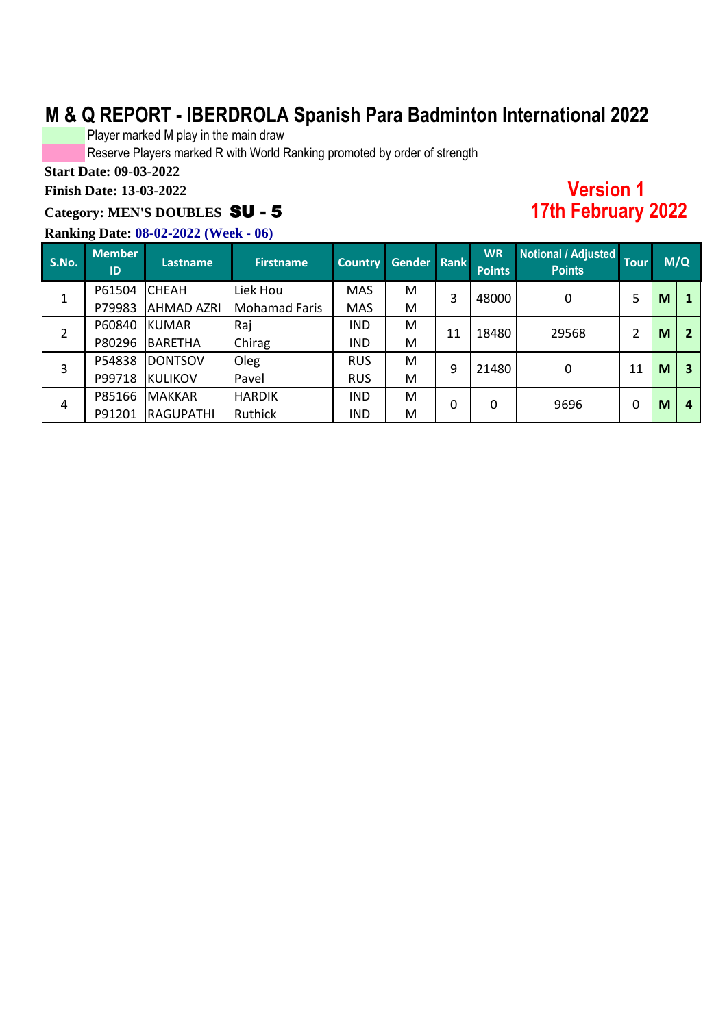# M & Q REPORT - IBERDROLA Spanish Para Badminton International 2022

Player marked M play in the main draw

Reserve Players marked R with World Ranking promoted by order of strength

**Start Date: 09-03-2022**

**Finish Date: 13-03-2022**

**Category: MEN'S DOUBLES SU - 5**

**Ranking Date: 08-02-2022 (Week - 06)**

**Version 1**
**17th February 2022**

| S.No. | Member ID | Lastname | Firstname | Country | Gender | Rank | WR Points | Notional / Adjusted Points | Tour | M/Q | |
|---|---|---|---|---|---|---|---|---|---|---|---|
| 1 | P61504<br>P79983 | CHEAH<br>AHMAD AZRI | Liek Hou<br>Mohamad Faris | MAS<br>MAS | M<br>M | 3 | 48000 | 0 | 5 | M | 1 |
| 2 | P60840<br>P80296 | KUMAR<br>BARETHA | Raj<br>Chirag | IND<br>IND | M<br>M | 11 | 18480 | 29568 | 2 | M | 2 |
| 3 | P54838<br>P99718 | DONTSOV<br>KULIKOV | Oleg<br>Pavel | RUS<br>RUS | M<br>M | 9 | 21480 | 0 | 11 | M | 3 |
| 4 | P85166<br>P91201 | MAKKAR<br>RAGUPATHI | HARDIK<br>Ruthick | IND<br>IND | M<br>M | 0 | 0 | 9696 | 0 | M | 4 |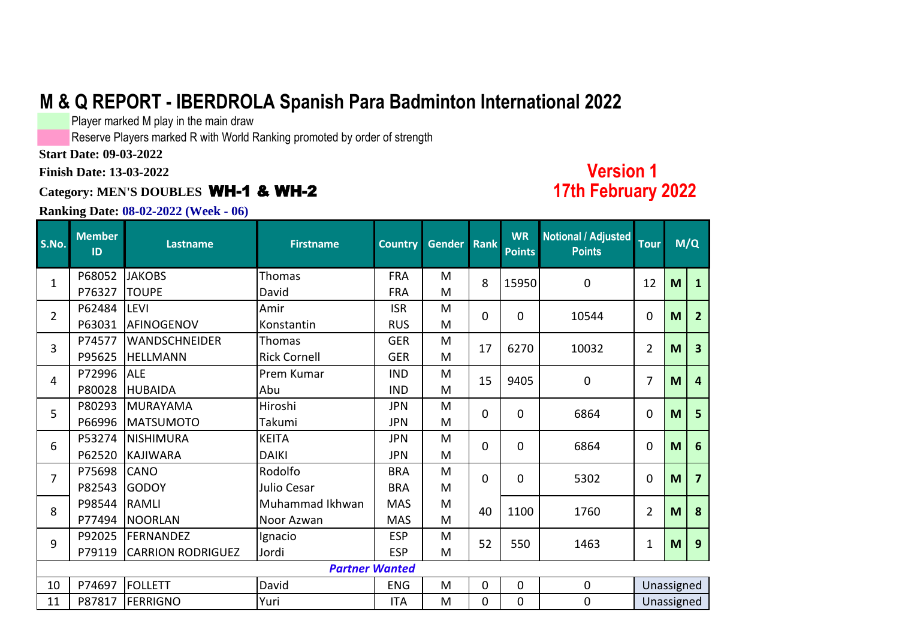# M & Q REPORT - IBERDROLA Spanish Para Badminton International 2022

Player marked M play in the main draw

Reserve Players marked R with World Ranking promoted by order of strength

**Start Date: 09-03-2022**

**Finish Date: 13-03-2022**

**Category: MEN'S DOUBLES WH-1 & WH-2**

**Ranking Date: 08-02-2022 (Week - 06)**

**Version 1**
**17th February 2022**

| S.No. | Member ID | Lastname | Firstname | Country | Gender | Rank | WR Points | Notional / Adjusted Points | Tour | M/Q | |
|---|---|---|---|---|---|---|---|---|---|---|---|
| 1 | P68052 | JAKOBS | Thomas | FRA | M | 8 | 15950 | 0 | 12 | M | 1 |
| | P76327 | TOUPE | David | FRA | M | | | | | | |
| 2 | P62484 | LEVI | Amir | ISR | M | 0 | 0 | 10544 | 0 | M | 2 |
| | P63031 | AFINOGENOV | Konstantin | RUS | M | | | | | | |
| 3 | P74577 | WANDSCHNEIDER | Thomas | GER | M | 17 | 6270 | 10032 | 2 | M | 3 |
| | P95625 | HELLMANN | Rick Cornell | GER | M | | | | | | |
| 4 | P72996 | ALE | Prem Kumar | IND | M | 15 | 9405 | 0 | 7 | M | 4 |
| | P80028 | HUBAIDA | Abu | IND | M | | | | | | |
| 5 | P80293 | MURAYAMA | Hiroshi | JPN | M | 0 | 0 | 6864 | 0 | M | 5 |
| | P66996 | MATSUMOTO | Takumi | JPN | M | | | | | | |
| 6 | P53274 | NISHIMURA | KEITA | JPN | M | 0 | 0 | 6864 | 0 | M | 6 |
| | P62520 | KAJIWARA | DAIKI | JPN | M | | | | | | |
| 7 | P75698 | CANO | Rodolfo | BRA | M | 0 | 0 | 5302 | 0 | M | 7 |
| | P82543 | GODOY | Julio Cesar | BRA | M | | | | | | |
| 8 | P98544 | RAMLI | Muhammad Ikhwan | MAS | M | 40 | 1100 | 1760 | 2 | M | 8 |
| | P77494 | NOORLAN | Noor Azwan | MAS | M | | | | | | |
| 9 | P92025 | FERNANDEZ | Ignacio | ESP | M | 52 | 550 | 1463 | 1 | M | 9 |
| | P79119 | CARRION RODRIGUEZ | Jordi | ESP | M | | | | | | |
| | | | ***Partner Wanted*** | | | | | | | | |
| 10 | P74697 | FOLLETT | David | ENG | M | 0 | 0 | 0 | Unassigned | | |
| 11 | P87817 | FERRIGNO | Yuri | ITA | M | 0 | 0 | 0 | Unassigned | | |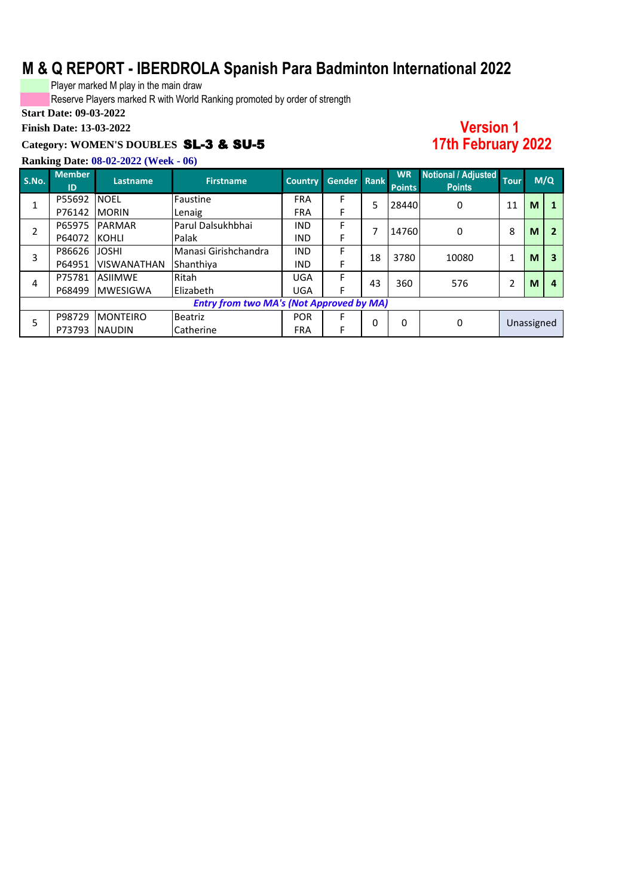# M & Q REPORT - IBERDROLA Spanish Para Badminton International 2022

Player marked M play in the main draw

Reserve Players marked R with World Ranking promoted by order of strength

**Start Date: 09-03-2022**

**Finish Date: 13-03-2022**

**Category: WOMEN'S DOUBLES SL-3 & SU-5**

**Ranking Date: 08-02-2022 (Week - 06)**

**Version 1**
**17th February 2022**

| S.No. | Member ID | Lastname | Firstname | Country | Gender | Rank | WR Points | Notional / Adjusted Points | Tour | M/Q | |
|---|---|---|---|---|---|---|---|---|---|---|---|
| 1 | P55692 | NOEL | Faustine | FRA | F | 5 | 28440 | 0 | 11 | M | 1 |
| | P76142 | MORIN | Lenaig | FRA | F | | | | | | |
| 2 | P65975 | PARMAR | Parul Dalsukhbhai | IND | F | 7 | 14760 | 0 | 8 | M | 2 |
| | P64072 | KOHLI | Palak | IND | F | | | | | | |
| 3 | P86626 | JOSHI | Manasi Girishchandra | IND | F | 18 | 3780 | 10080 | 1 | M | 3 |
| | P64951 | VISWANATHAN | Shanthiya | IND | F | | | | | | |
| 4 | P75781 | ASIIMWE | Ritah | UGA | F | 43 | 360 | 576 | 2 | M | 4 |
| | P68499 | MWESIGWA | Elizabeth | UGA | F | | | | | | |
| *Entry from two MA's (Not Approved by MA)* | | | | | | | | | | | |
| 5 | P98729 | MONTEIRO | Beatriz | POR | F | 0 | 0 | 0 | Unassigned | | |
| | P73793 | NAUDIN | Catherine | FRA | F | | | | | | |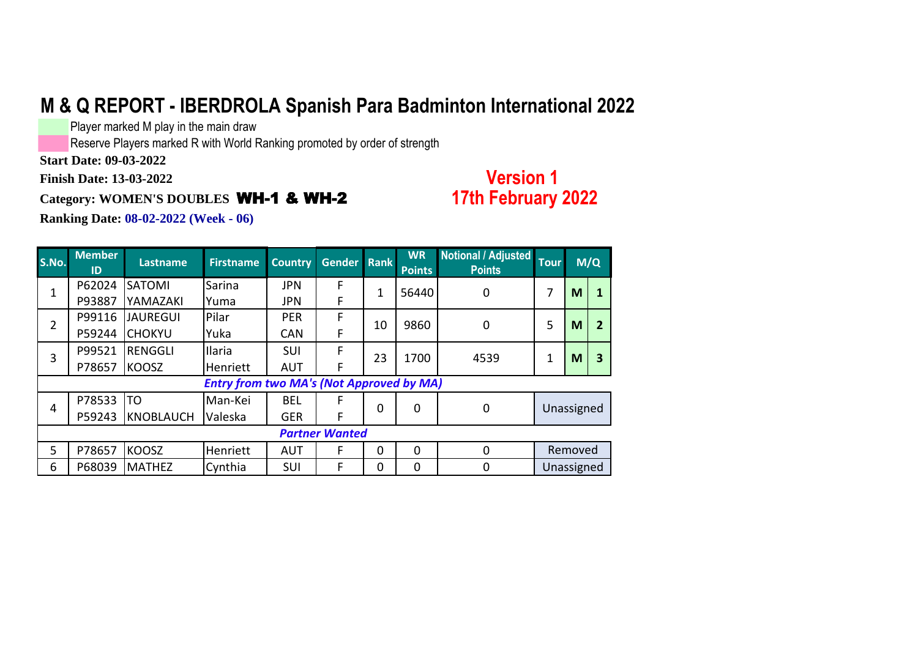# M & Q REPORT - IBERDROLA Spanish Para Badminton International 2022

Player marked M play in the main draw

Reserve Players marked R with World Ranking promoted by order of strength

**Start Date: 09-03-2022**

**Finish Date: 13-03-2022**

**Category: WOMEN'S DOUBLES WH-1 & WH-2**

**Ranking Date: 08-02-2022 (Week - 06)**

**Version 1**
**17th February 2022**

| S.No. | Member ID | Lastname | Firstname | Country | Gender | Rank | WR Points | Notional / Adjusted Points | Tour | M/Q | |
|---|---|---|---|---|---|---|---|---|---|---|---|
| 1 | P62024<br>P93887 | SATOMI<br>YAMAZAKI | Sarina<br>Yuma | JPN<br>JPN | F<br>F | 1 | 56440 | 0 | 7 | M | 1 |
| 2 | P99116<br>P59244 | JAUREGUI<br>CHOKYU | Pilar<br>Yuka | PER<br>CAN | F<br>F | 10 | 9860 | 0 | 5 | M | 2 |
| 3 | P99521<br>P78657 | RENGGLI<br>KOOSZ | Ilaria<br>Henriett | SUI<br>AUT | F<br>F | 23 | 1700 | 4539 | 1 | M | 3 |
| *Entry from two MA's (Not Approved by MA)* | | | | | | | | | | | |
| 4 | P78533<br>P59243 | TO<br>KNOBLAUCH | Man-Kei<br>Valeska | BEL<br>GER | F<br>F | 0 | 0 | 0 | Unassigned | | |
| *Partner Wanted* | | | | | | | | | | | |
| 5 | P78657 | KOOSZ | Henriett | AUT | F | 0 | 0 | 0 | Removed | | |
| 6 | P68039 | MATHEZ | Cynthia | SUI | F | 0 | 0 | 0 | Unassigned | | |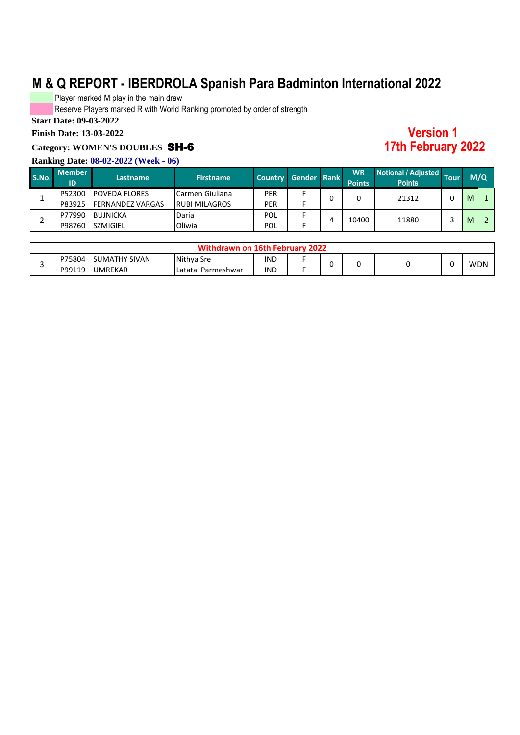# M & Q REPORT - IBERDROLA Spanish Para Badminton International 2022

Player marked M play in the main draw

Reserve Players marked R with World Ranking promoted by order of strength

**Start Date: 09-03-2022**

**Finish Date: 13-03-2022**

**Category: WOMEN'S DOUBLES SH-6**

**Ranking Date: 08-02-2022 (Week - 06)**

**Version 1**
**17th February 2022**

| S.No. | Member ID | Lastname | Firstname | Country | Gender | Rank | WR Points | Notional / Adjusted Points | Tour | M/Q | |
|---|---|---|---|---|---|---|---|---|---|---|---|
| 1 | P52300 | POVEDA FLORES | Carmen Giuliana | PER | F | 0 | 0 | 21312 | 0 | M | 1 |
| | P83925 | FERNANDEZ VARGAS | RUBI MILAGROS | PER | F | | | | | | |
| 2 | P77990 | BUJNICKA | Daria | POL | F | 4 | 10400 | 11880 | 3 | M | 2 |
| | P98760 | SZMIGIEL | Oliwia | POL | F | | | | | | |

**Withdrawn on 16th February 2022**

| S.No. | Member ID | Lastname | Firstname | Country | Gender | Rank | WR Points | Notional / Adjusted Points | Tour | M/Q |
|---|---|---|---|---|---|---|---|---|---|---|
| 3 | P75804 | SUMATHY SIVAN | Nithya Sre | IND | F | 0 | 0 | 0 | 0 | WDN |
| | P99119 | UMREKAR | Latatai Parmeshwar | IND | F | | | | | |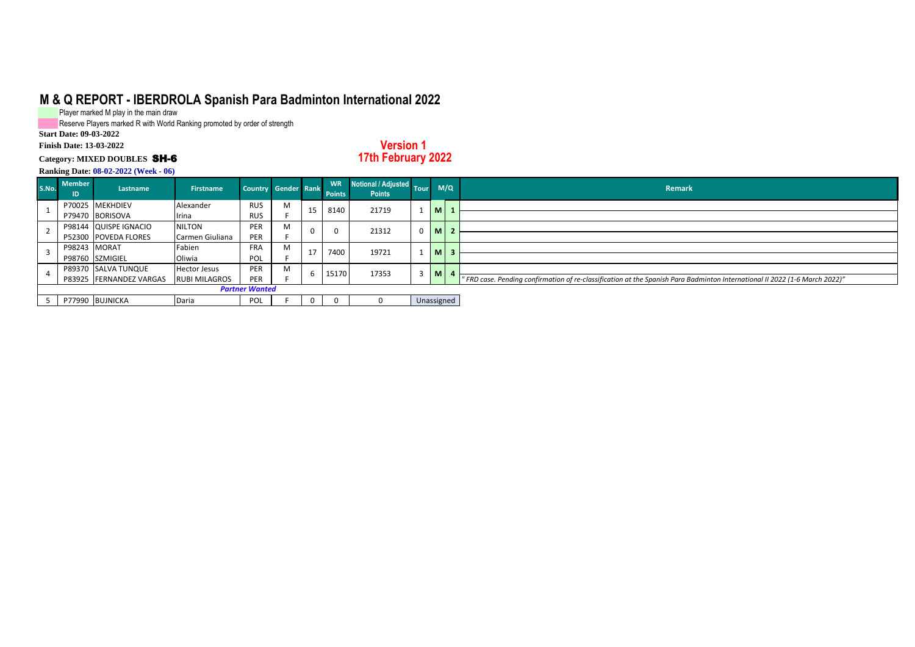# M & Q REPORT - IBERDROLA Spanish Para Badminton International 2022

Player marked M play in the main draw

Reserve Players marked R with World Ranking promoted by order of strength

**Start Date: 09-03-2022**

**Finish Date: 13-03-2022**

**Category: MIXED DOUBLES SH-6**

**Ranking Date: 08-02-2022 (Week - 06)**

**Version 1**
**17th February 2022**

| S.No. | Member ID | Lastname | Firstname | Country | Gender | Rank | WR Points | Notional / Adjusted Points | Tour | M/Q | | Remark |
|---|---|---|---|---|---|---|---|---|---|---|---|---|
| 1 | P70025 | MEKHDIEV | Alexander | RUS | M | 15 | 8140 | 21719 | 1 | M | 1 | |
| | P79470 | BORISOVA | Irina | RUS | F | | | | | | | |
| 2 | P98144 | QUISPE IGNACIO | NILTON | PER | M | 0 | 0 | 21312 | 0 | M | 2 | |
| | P52300 | POVEDA FLORES | Carmen Giuliana | PER | F | | | | | | | |
| 3 | P98243 | MORAT | Fabien | FRA | M | 17 | 7400 | 19721 | 1 | M | 3 | |
| | P98760 | SZMIGIEL | Oliwia | POL | F | | | | | | | |
| 4 | P89370 | SALVA TUNQUE | Hector Jesus | PER | M | 6 | 15170 | 17353 | 3 | M | 4 | |
| | P83925 | FERNANDEZ VARGAS | RUBI MILAGROS | PER | F | | | | | | | *" FRD case. Pending confirmation of re-classification at the Spanish Para Badminton International II 2022 (1-6 March 2022)"* |
| | | | | ***Partner Wanted*** | | | | | | | | |
| 5 | P77990 | BUJNICKA | Daria | POL | F | 0 | 0 | 0 | Unassigned | | | |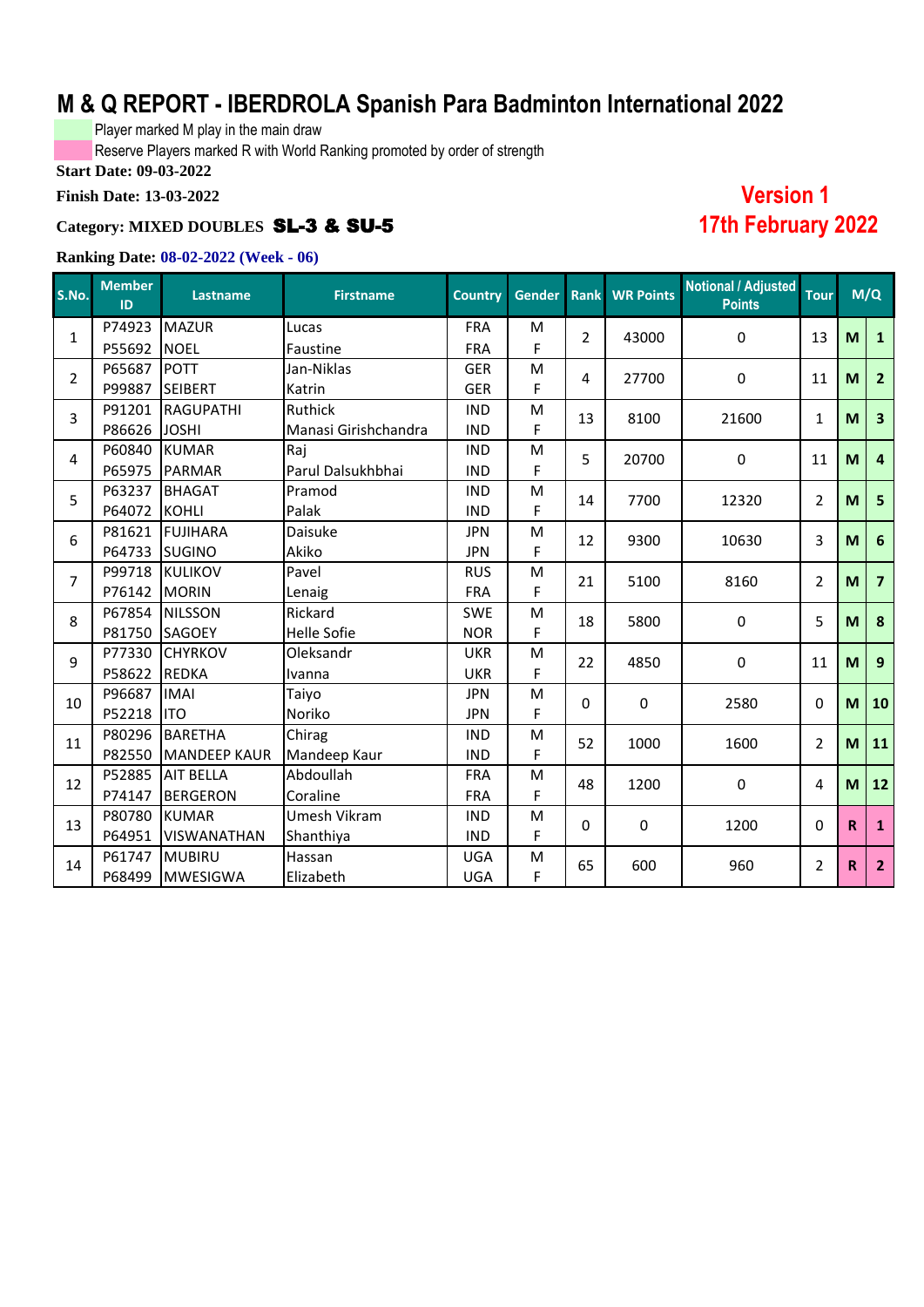# M & Q REPORT - IBERDROLA Spanish Para Badminton International 2022

Player marked M play in the main draw

Reserve Players marked R with World Ranking promoted by order of strength

**Start Date: 09-03-2022**

**Finish Date: 13-03-2022**

**Category: MIXED DOUBLES SL-3 & SU-5**

**Ranking Date: 08-02-2022 (Week - 06)**

**Version 1**

**17th February 2022**

| S.No. | Member ID | Lastname | Firstname | Country | Gender | Rank | WR Points | Notional / Adjusted Points | Tour | M/Q | |
|---|---|---|---|---|---|---|---|---|---|---|---|
| 1 | P74923<br>P55692 | MAZUR<br>NOEL | Lucas<br>Faustine | FRA<br>FRA | M<br>F | 2 | 43000 | 0 | 13 | M | 1 |
| 2 | P65687<br>P99887 | POTT<br>SEIBERT | Jan-Niklas<br>Katrin | GER<br>GER | M<br>F | 4 | 27700 | 0 | 11 | M | 2 |
| 3 | P91201<br>P86626 | RAGUPATHI<br>JOSHI | Ruthick<br>Manasi Girishchandra | IND<br>IND | M<br>F | 13 | 8100 | 21600 | 1 | M | 3 |
| 4 | P60840<br>P65975 | KUMAR<br>PARMAR | Raj<br>Parul Dalsukhbhai | IND<br>IND | M<br>F | 5 | 20700 | 0 | 11 | M | 4 |
| 5 | P63237<br>P64072 | BHAGAT<br>KOHLI | Pramod<br>Palak | IND<br>IND | M<br>F | 14 | 7700 | 12320 | 2 | M | 5 |
| 6 | P81621<br>P64733 | FUJIHARA<br>SUGINO | Daisuke<br>Akiko | JPN<br>JPN | M<br>F | 12 | 9300 | 10630 | 3 | M | 6 |
| 7 | P99718<br>P76142 | KULIKOV<br>MORIN | Pavel<br>Lenaig | RUS<br>FRA | M<br>F | 21 | 5100 | 8160 | 2 | M | 7 |
| 8 | P67854<br>P81750 | NILSSON<br>SAGOEY | Rickard<br>Helle Sofie | SWE<br>NOR | M<br>F | 18 | 5800 | 0 | 5 | M | 8 |
| 9 | P77330<br>P58622 | CHYRKOV<br>REDKA | Oleksandr<br>Ivanna | UKR<br>UKR | M<br>F | 22 | 4850 | 0 | 11 | M | 9 |
| 10 | P96687<br>P52218 | IMAI<br>ITO | Taiyo<br>Noriko | JPN<br>JPN | M<br>F | 0 | 0 | 2580 | 0 | M | 10 |
| 11 | P80296<br>P82550 | BARETHA<br>MANDEEP KAUR | Chirag<br>Mandeep Kaur | IND<br>IND | M<br>F | 52 | 1000 | 1600 | 2 | M | 11 |
| 12 | P52885<br>P74147 | AIT BELLA<br>BERGERON | Abdoullah<br>Coraline | FRA<br>FRA | M<br>F | 48 | 1200 | 0 | 4 | M | 12 |
| 13 | P80780<br>P64951 | KUMAR<br>VISWANATHAN | Umesh Vikram<br>Shanthiya | IND<br>IND | M<br>F | 0 | 0 | 1200 | 0 | R | 1 |
| 14 | P61747<br>P68499 | MUBIRU<br>MWESIGWA | Hassan<br>Elizabeth | UGA<br>UGA | M<br>F | 65 | 600 | 960 | 2 | R | 2 |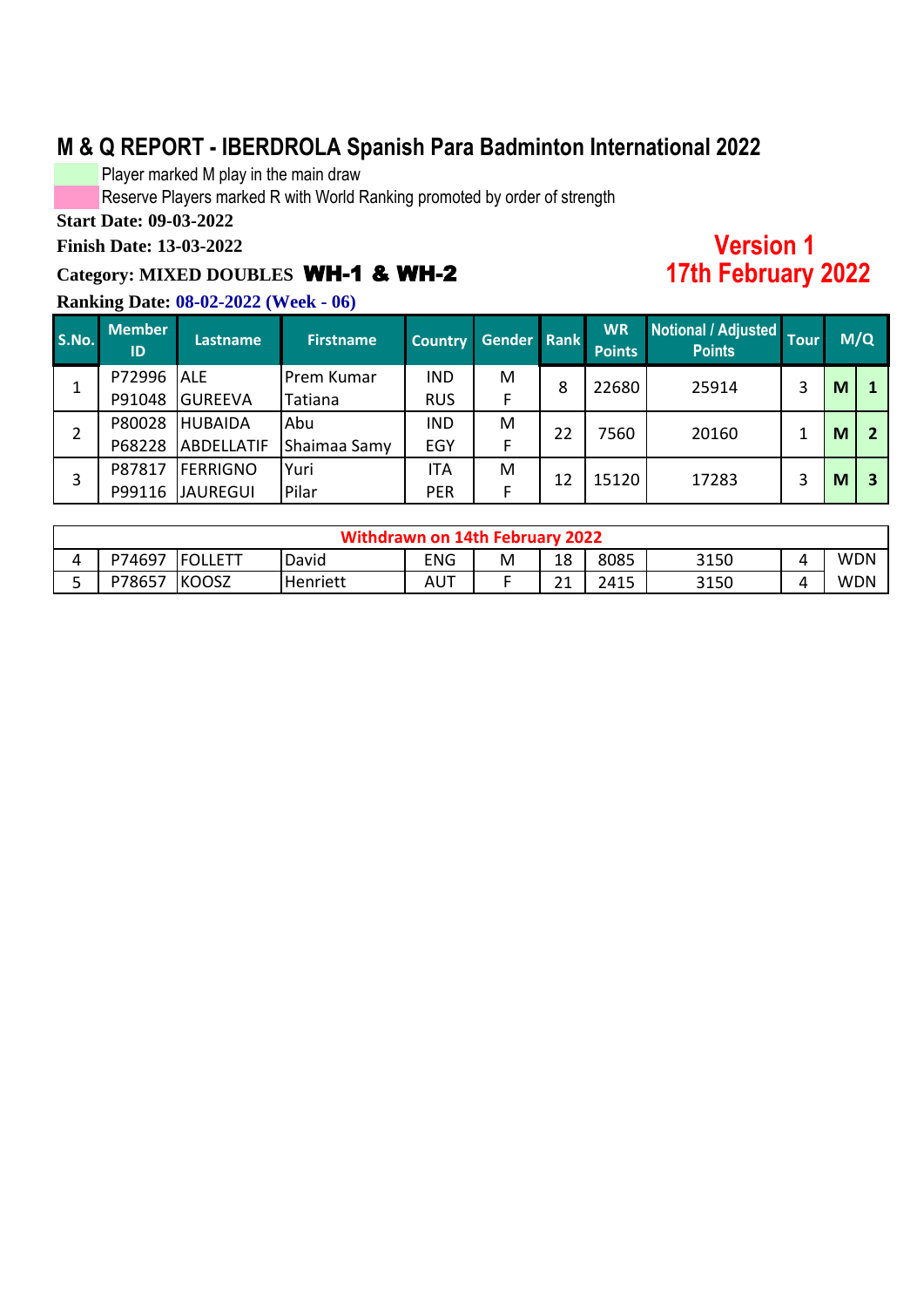# M & Q REPORT - IBERDROLA Spanish Para Badminton International 2022

Player marked M play in the main draw

Reserve Players marked R with World Ranking promoted by order of strength

**Start Date: 09-03-2022**

**Finish Date: 13-03-2022**

**Category: MIXED DOUBLES WH-1 & WH-2**

**Ranking Date: 08-02-2022 (Week - 06)**

**Version 1**
**17th February 2022**

| S.No. | Member ID | Lastname | Firstname | Country | Gender | Rank | WR Points | Notional / Adjusted Points | Tour | M/Q | |
|---|---|---|---|---|---|---|---|---|---|---|---|
| 1 | P72996<br>P91048 | ALE<br>GUREEVA | Prem Kumar<br>Tatiana | IND<br>RUS | M<br>F | 8 | 22680 | 25914 | 3 | M | 1 |
| 2 | P80028<br>P68228 | HUBAIDA<br>ABDELLATIF | Abu<br>Shaimaa Samy | IND<br>EGY | M<br>F | 22 | 7560 | 20160 | 1 | M | 2 |
| 3 | P87817<br>P99116 | FERRIGNO<br>JAUREGUI | Yuri<br>Pilar | ITA<br>PER | M<br>F | 12 | 15120 | 17283 | 3 | M | 3 |

| Withdrawn on 14th February 2022 | | | | | | | | | | |
|---|---|---|---|---|---|---|---|---|---|---|
| 4 | P74697 | FOLLETT | David | ENG | M | 18 | 8085 | 3150 | 4 | WDN |
| 5 | P78657 | KOOSZ | Henriett | AUT | F | 21 | 2415 | 3150 | 4 | WDN |